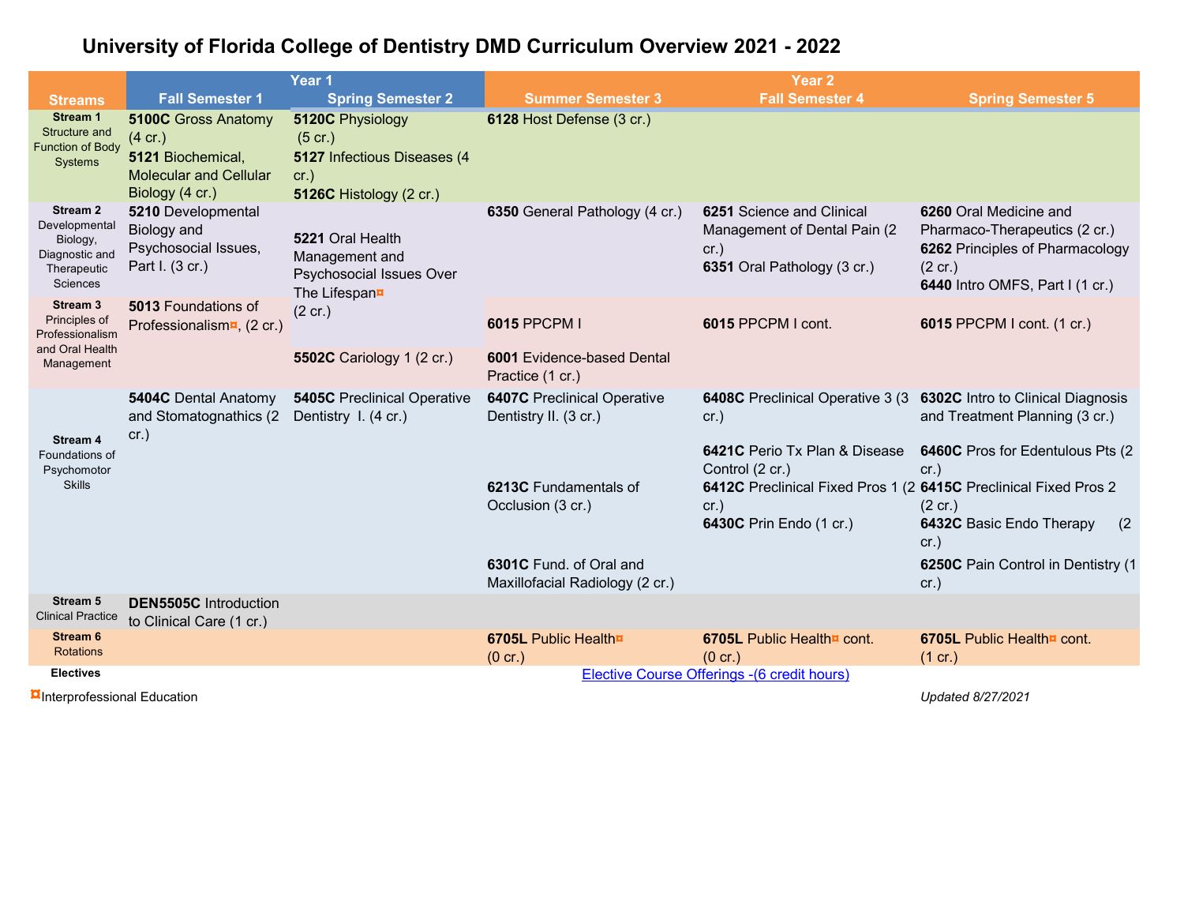# University of Florida College of Dentistry DMD Curriculum Overview 2021 - 2022

| Streams | Year 1 | | Year 2 | | |
|---|---|---|---|---|---|
| | Fall Semester 1 | Spring Semester 2 | Summer Semester 3 | Fall Semester 4 | Spring Semester 5 |
| **Stream 1** Structure and Function of Body Systems | **5100C** Gross Anatomy (4 cr.)<br>**5121** Biochemical, Molecular and Cellular Biology (4 cr.) | **5120C** Physiology (5 cr.)<br>**5127** Infectious Diseases (4 cr.)<br>**5126C** Histology (2 cr.) | **6128** Host Defense (3 cr.) | | |
| **Stream 2** Developmental Biology, Diagnostic and Therapeutic Sciences | **5210** Developmental Biology and Psychosocial Issues, Part I. (3 cr.) | **5221** Oral Health Management and Psychosocial Issues Over The Lifespan¤ (2 cr.) | **6350** General Pathology (4 cr.) | **6251** Science and Clinical Management of Dental Pain (2 cr.)<br>**6351** Oral Pathology (3 cr.) | **6260** Oral Medicine and Pharmaco-Therapeutics (2 cr.)<br>**6262** Principles of Pharmacology (2 cr.)<br>**6440** Intro OMFS, Part I (1 cr.) |
| **Stream 3** Principles of Professionalism and Oral Health Management | **5013** Foundations of Professionalism¤, (2 cr.) | **5502C** Cariology 1 (2 cr.) | **6015** PPCPM I<br>**6001** Evidence-based Dental Practice (1 cr.) | **6015** PPCPM I cont. | **6015** PPCPM I cont. (1 cr.) |
| **Stream 4** Foundations of Psychomotor Skills | **5404C** Dental Anatomy and Stomatognathics (2 cr.) | **5405C** Preclinical Operative Dentistry I. (4 cr.) | **6407C** Preclinical Operative Dentistry II. (3 cr.)<br>**6213C** Fundamentals of Occlusion (3 cr.)<br>**6301C** Fund. of Oral and Maxillofacial Radiology (2 cr.) | **6408C** Preclinical Operative 3 (3 cr.)<br>**6421C** Perio Tx Plan & Disease Control (2 cr.)<br>**6412C** Preclinical Fixed Pros 1 (2 cr.)<br>**6430C** Prin Endo (1 cr.) | **6302C** Intro to Clinical Diagnosis and Treatment Planning (3 cr.)<br>**6460C** Pros for Edentulous Pts (2 cr.)<br>**6415C** Preclinical Fixed Pros 2 (2 cr.)<br>**6432C** Basic Endo Therapy (2 cr.)<br>**6250C** Pain Control in Dentistry (1 cr.) |
| **Stream 5** Clinical Practice | **DEN5505C** Introduction to Clinical Care (1 cr.) | | | | |
| **Stream 6** Rotations | | | **6705L** Public Health¤ (0 cr.) | **6705L** Public Health¤ cont. (0 cr.) | **6705L** Public Health¤ cont. (1 cr.) |
| **Electives** | | | Elective Course Offerings -(6 credit hours) | | |

¤Interprofessional Education

*Updated 8/27/2021*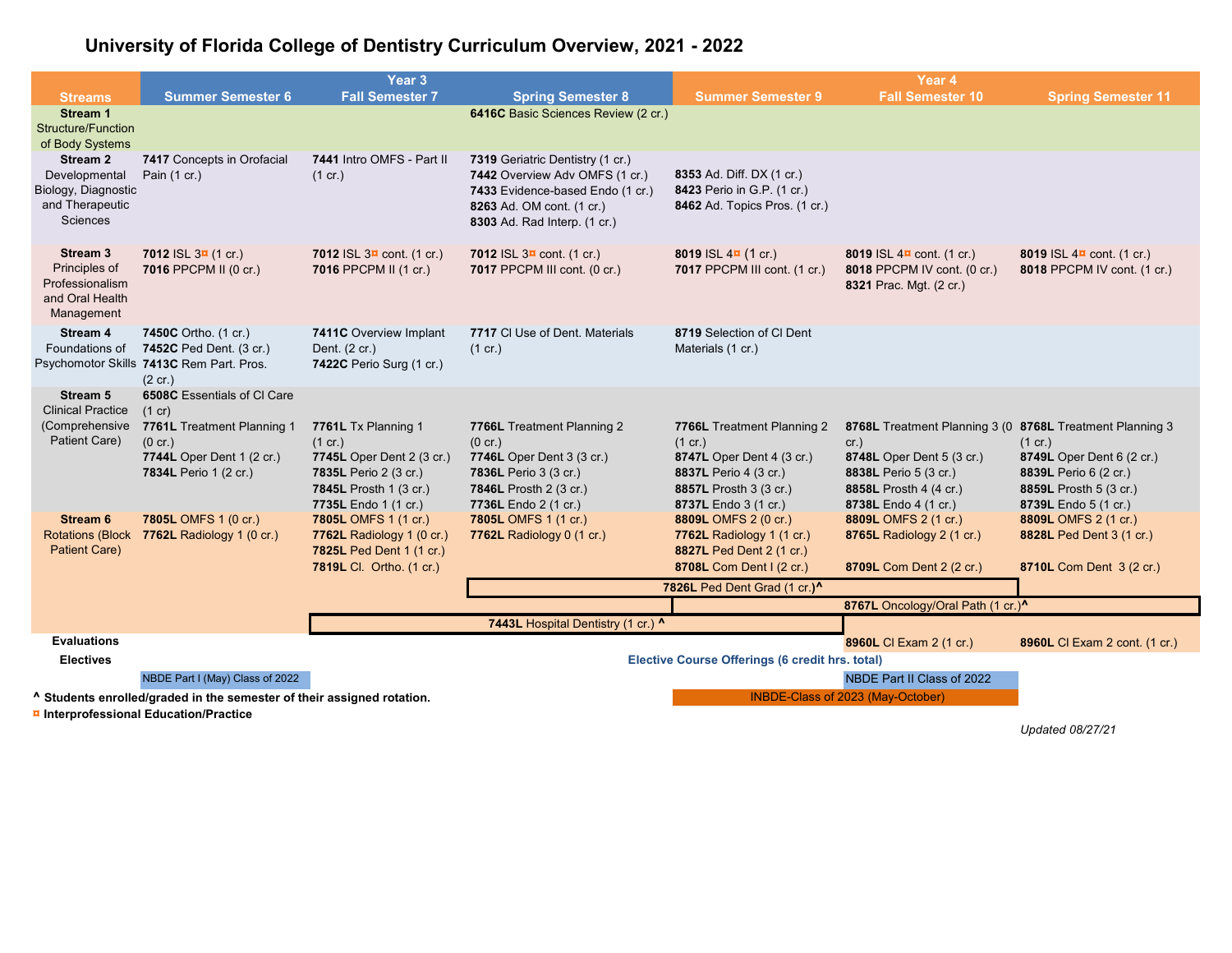# University of Florida College of Dentistry Curriculum Overview, 2021 - 2022

| Streams | Year 3 Summer Semester 6 | Year 3 Fall Semester 7 | Year 3 Spring Semester 8 | Year 4 Summer Semester 9 | Year 4 Fall Semester 10 | Year 4 Spring Semester 11 |
|---|---|---|---|---|---|---|
| **Stream 1** Structure/Function of Body Systems | | | **6416C** Basic Sciences Review (2 cr.) | | | |
| **Stream 2** Developmental Biology, Diagnostic and Therapeutic Sciences | **7417** Concepts in Orofacial Pain (1 cr.) | **7441** Intro OMFS - Part II (1 cr.) | **7319** Geriatric Dentistry (1 cr.)<br>**7442** Overview Adv OMFS (1 cr.)<br>**7433** Evidence-based Endo (1 cr.)<br>**8263** Ad. OM cont. (1 cr.)<br>**8303** Ad. Rad Interp. (1 cr.) | **8353** Ad. Diff. DX (1 cr.)<br>**8423** Perio in G.P. (1 cr.)<br>**8462** Ad. Topics Pros. (1 cr.) | | |
| **Stream 3** Principles of Professionalism and Oral Health Management | **7012** ISL 3¤ (1 cr.)<br>**7016** PPCPM II (0 cr.) | **7012** ISL 3¤ cont. (1 cr.)<br>**7016** PPCPM II (1 cr.) | **7012** ISL 3¤ cont. (1 cr.)<br>**7017** PPCPM III cont. (0 cr.) | **8019** ISL 4¤ (1 cr.)<br>**7017** PPCPM III cont. (1 cr.) | **8019** ISL 4¤ cont. (1 cr.)<br>**8018** PPCPM IV cont. (0 cr.)<br>**8321** Prac. Mgt. (2 cr.) | **8019** ISL 4¤ cont. (1 cr.)<br>**8018** PPCPM IV cont. (1 cr.) |
| **Stream 4** Foundations of Psychomotor Skills | **7450C** Ortho. (1 cr.)<br>**7452C** Ped Dent. (3 cr.)<br>**7413C** Rem Part. Pros. (2 cr.) | **7411C** Overview Implant Dent. (2 cr.)<br>**7422C** Perio Surg (1 cr.) | **7717** Cl Use of Dent. Materials (1 cr.) | **8719** Selection of Cl Dent Materials (1 cr.) | | |
| **Stream 5** Clinical Practice (Comprehensive Patient Care) | **6508C** Essentials of Cl Care (1 cr)<br>**7761L** Treatment Planning 1 (0 cr.)<br>**7744L** Oper Dent 1 (2 cr.)<br>**7834L** Perio 1 (2 cr.) | **7761L** Tx Planning 1 (1 cr.)<br>**7745L** Oper Dent 2 (3 cr.)<br>**7835L** Perio 2 (3 cr.)<br>**7845L** Prosth 1 (3 cr.)<br>**7735L** Endo 1 (1 cr.) | **7766L** Treatment Planning 2 (0 cr.)<br>**7746L** Oper Dent 3 (3 cr.)<br>**7836L** Perio 3 (3 cr.)<br>**7846L** Prosth 2 (3 cr.)<br>**7736L** Endo 2 (1 cr.) | **7766L** Treatment Planning 2 (1 cr.)<br>**8747L** Oper Dent 4 (3 cr.)<br>**8837L** Perio 4 (3 cr.)<br>**8857L** Prosth 3 (3 cr.)<br>**8737L** Endo 3 (1 cr.) | **8768L** Treatment Planning 3 (0 cr.)<br>**8748L** Oper Dent 5 (3 cr.)<br>**8838L** Perio 5 (3 cr.)<br>**8858L** Prosth 4 (4 cr.)<br>**8738L** Endo 4 (1 cr.) | **8768L** Treatment Planning 3 (1 cr.)<br>**8749L** Oper Dent 6 (2 cr.)<br>**8839L** Perio 6 (2 cr.)<br>**8859L** Prosth 5 (3 cr.)<br>**8739L** Endo 5 (1 cr.) |
| **Stream 6** Rotations (Block Patient Care) | **7805L** OMFS 1 (0 cr.)<br>**7762L** Radiology 1 (0 cr.) | **7805L** OMFS 1 (1 cr.)<br>**7762L** Radiology 1 (0 cr.)<br>**7825L** Ped Dent 1 (1 cr.)<br>**7819L** Cl. Ortho. (1 cr.) | **7805L** OMFS 1 (1 cr.)<br>**7762L** Radiology 0 (1 cr.) | **8809L** OMFS 2 (0 cr.)<br>**7762L** Radiology 1 (1 cr.)<br>**8827L** Ped Dent 2 (1 cr.)<br>**8708L** Com Dent I (2 cr.) | **8809L** OMFS 2 (1 cr.)<br>**8765L** Radiology 2 (1 cr.)<br>**8709L** Com Dent 2 (2 cr.) | **8809L** OMFS 2 (1 cr.)<br>**8828L** Ped Dent 3 (1 cr.)<br>**8710L** Com Dent 3 (2 cr.) |
| | | | **7826L** Ped Dent Grad (1 cr.)^ (Spring Semester 8 – Fall Semester 10) | | | |
| | | | | **8767L** Oncology/Oral Path (1 cr.)^ (Summer Semester 9 – Spring Semester 11) | | |
| | | **7443L** Hospital Dentistry (1 cr.) ^ (Fall Semester 7 – Summer Semester 9) | | | | |
| **Evaluations** | | | | | **8960L** Cl Exam 2 (1 cr.) | **8960L** Cl Exam 2 cont. (1 cr.) |
| **Electives** | | | | Elective Course Offerings (6 credit hrs. total) | | |
| | NBDE Part I (May) Class of 2022 | | | | NBDE Part II Class of 2022 | |
| | | | | INBDE-Class of 2023 (May-October) | | |

**^ Students enrolled/graded in the semester of their assigned rotation.**

**¤ Interprofessional Education/Practice**

*Updated 08/27/21*